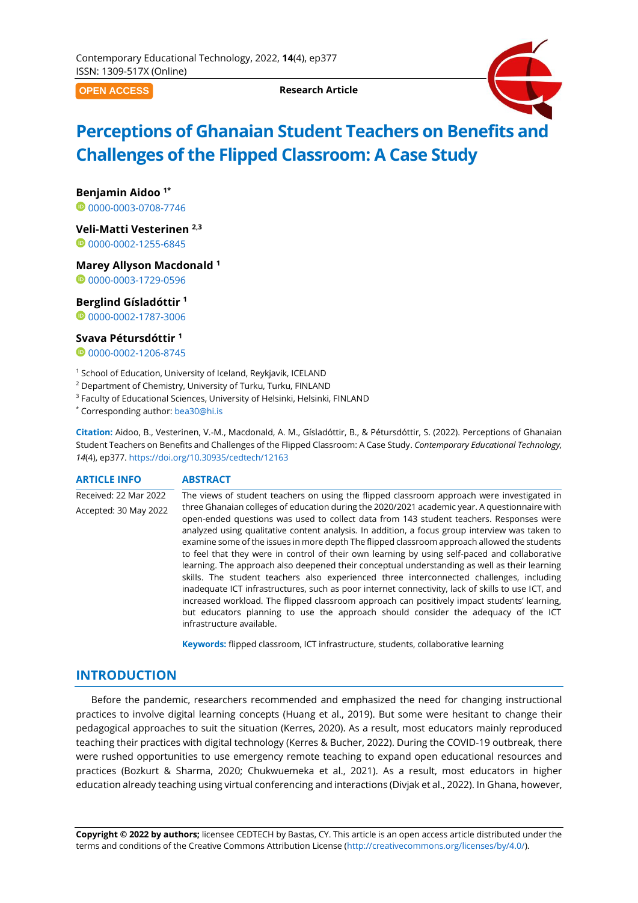OPEN ACCESS

**Research Article**

# Perceptions of Ghanaian Student Teachers on Benefits and Challenges of the Flipped Classroom: A Case Study

**Benjamin Aidoo [1*]**
0000-0003-0708-7746

**Veli-Matti Vesterinen [2,3]**
0000-0002-1255-6845

**Marey Allyson Macdonald [1]**
0000-0003-1729-0596

**Berglind Gísladóttir [1]**
0000-0002-1787-3006

**Svava Pétursdóttir [1]**
0000-0002-1206-8745

[1] School of Education, University of Iceland, Reykjavik, ICELAND
[2] Department of Chemistry, University of Turku, Turku, FINLAND
[3] Faculty of Educational Sciences, University of Helsinki, Helsinki, FINLAND
[*] Corresponding author: bea30@hi.is

**Citation:** Aidoo, B., Vesterinen, V.-M., Macdonald, A. M., Gísladóttir, B., & Pétursdóttir, S. (2022). Perceptions of Ghanaian Student Teachers on Benefits and Challenges of the Flipped Classroom: A Case Study. *Contemporary Educational Technology, 14*(4), ep377. https://doi.org/10.30935/cedtech/12163

**ARTICLE INFO**

Received: 22 Mar 2022

Accepted: 30 May 2022

**ABSTRACT**

The views of student teachers on using the flipped classroom approach were investigated in three Ghanaian colleges of education during the 2020/2021 academic year. A questionnaire with open-ended questions was used to collect data from 143 student teachers. Responses were analyzed using qualitative content analysis. In addition, a focus group interview was taken to examine some of the issues in more depth The flipped classroom approach allowed the students to feel that they were in control of their own learning by using self-paced and collaborative learning. The approach also deepened their conceptual understanding as well as their learning skills. The student teachers also experienced three interconnected challenges, including inadequate ICT infrastructures, such as poor internet connectivity, lack of skills to use ICT, and increased workload. The flipped classroom approach can positively impact students' learning, but educators planning to use the approach should consider the adequacy of the ICT infrastructure available.

**Keywords:** flipped classroom, ICT infrastructure, students, collaborative learning

## INTRODUCTION

Before the pandemic, researchers recommended and emphasized the need for changing instructional practices to involve digital learning concepts (Huang et al., 2019). But some were hesitant to change their pedagogical approaches to suit the situation (Kerres, 2020). As a result, most educators mainly reproduced teaching their practices with digital technology (Kerres & Bucher, 2022). During the COVID-19 outbreak, there were rushed opportunities to use emergency remote teaching to expand open educational resources and practices (Bozkurt & Sharma, 2020; Chukwuemeka et al., 2021). As a result, most educators in higher education already teaching using virtual conferencing and interactions (Divjak et al., 2022). In Ghana, however,

**Copyright © 2022 by authors;** licensee CEDTECH by Bastas, CY. This article is an open access article distributed under the terms and conditions of the Creative Commons Attribution License (http://creativecommons.org/licenses/by/4.0/).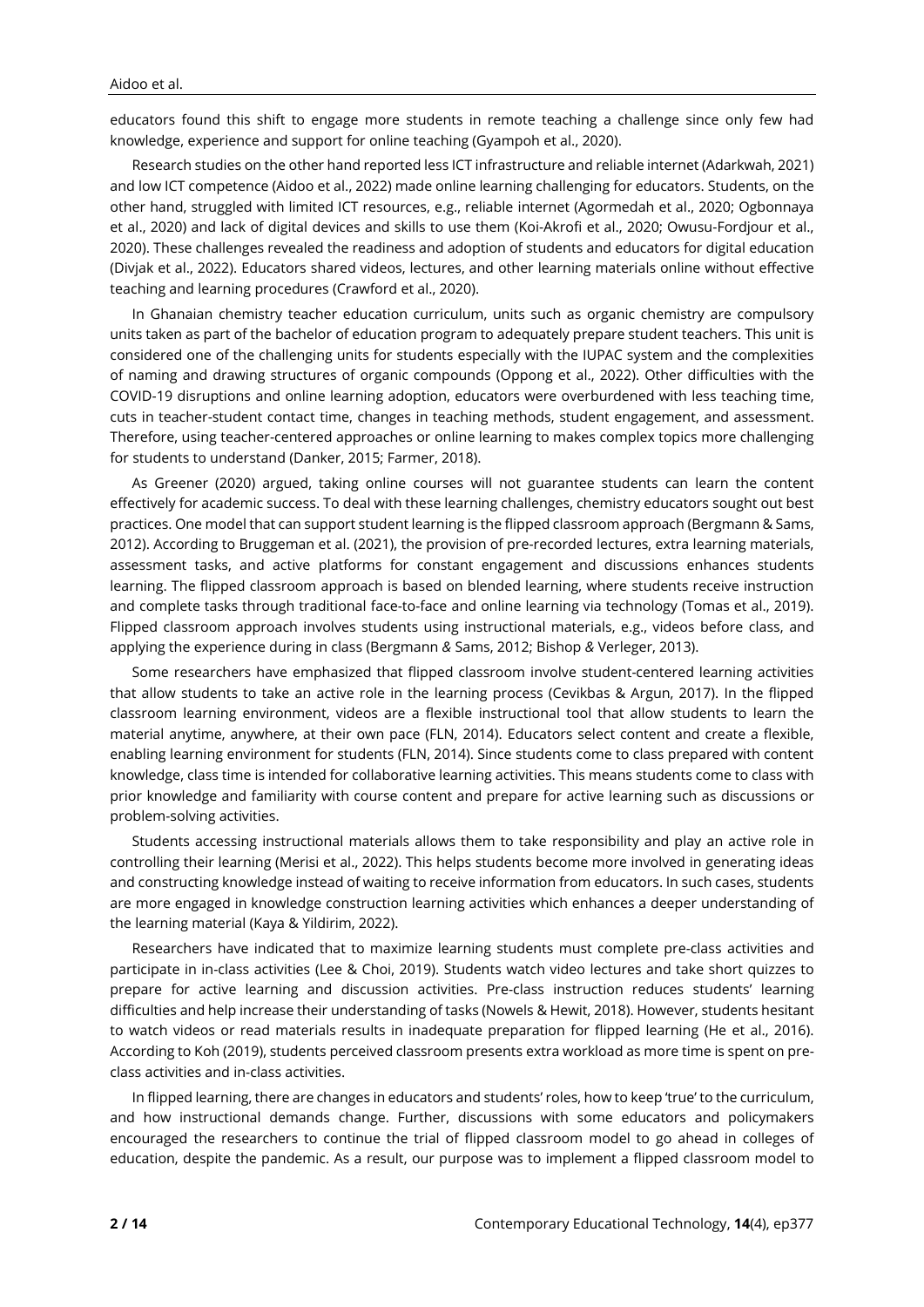educators found this shift to engage more students in remote teaching a challenge since only few had knowledge, experience and support for online teaching (Gyampoh et al., 2020).

Research studies on the other hand reported less ICT infrastructure and reliable internet (Adarkwah, 2021) and low ICT competence (Aidoo et al., 2022) made online learning challenging for educators. Students, on the other hand, struggled with limited ICT resources, e.g., reliable internet (Agormedah et al., 2020; Ogbonnaya et al., 2020) and lack of digital devices and skills to use them (Koi-Akrofi et al., 2020; Owusu-Fordjour et al., 2020). These challenges revealed the readiness and adoption of students and educators for digital education (Divjak et al., 2022). Educators shared videos, lectures, and other learning materials online without effective teaching and learning procedures (Crawford et al., 2020).

In Ghanaian chemistry teacher education curriculum, units such as organic chemistry are compulsory units taken as part of the bachelor of education program to adequately prepare student teachers. This unit is considered one of the challenging units for students especially with the IUPAC system and the complexities of naming and drawing structures of organic compounds (Oppong et al., 2022). Other difficulties with the COVID-19 disruptions and online learning adoption, educators were overburdened with less teaching time, cuts in teacher-student contact time, changes in teaching methods, student engagement, and assessment. Therefore, using teacher-centered approaches or online learning to makes complex topics more challenging for students to understand (Danker, 2015; Farmer, 2018).

As Greener (2020) argued, taking online courses will not guarantee students can learn the content effectively for academic success. To deal with these learning challenges, chemistry educators sought out best practices. One model that can support student learning is the flipped classroom approach (Bergmann & Sams, 2012). According to Bruggeman et al. (2021), the provision of pre-recorded lectures, extra learning materials, assessment tasks, and active platforms for constant engagement and discussions enhances students learning. The flipped classroom approach is based on blended learning, where students receive instruction and complete tasks through traditional face-to-face and online learning via technology (Tomas et al., 2019). Flipped classroom approach involves students using instructional materials, e.g., videos before class, and applying the experience during in class (Bergmann *&* Sams, 2012; Bishop *&* Verleger, 2013).

Some researchers have emphasized that flipped classroom involve student-centered learning activities that allow students to take an active role in the learning process (Cevikbas & Argun, 2017). In the flipped classroom learning environment, videos are a flexible instructional tool that allow students to learn the material anytime, anywhere, at their own pace (FLN, 2014). Educators select content and create a flexible, enabling learning environment for students (FLN, 2014). Since students come to class prepared with content knowledge, class time is intended for collaborative learning activities. This means students come to class with prior knowledge and familiarity with course content and prepare for active learning such as discussions or problem-solving activities.

Students accessing instructional materials allows them to take responsibility and play an active role in controlling their learning (Merisi et al., 2022). This helps students become more involved in generating ideas and constructing knowledge instead of waiting to receive information from educators. In such cases, students are more engaged in knowledge construction learning activities which enhances a deeper understanding of the learning material (Kaya & Yildirim, 2022).

Researchers have indicated that to maximize learning students must complete pre-class activities and participate in in-class activities (Lee & Choi, 2019). Students watch video lectures and take short quizzes to prepare for active learning and discussion activities. Pre-class instruction reduces students' learning difficulties and help increase their understanding of tasks (Nowels & Hewit, 2018). However, students hesitant to watch videos or read materials results in inadequate preparation for flipped learning (He et al., 2016). According to Koh (2019), students perceived classroom presents extra workload as more time is spent on pre-class activities and in-class activities.

In flipped learning, there are changes in educators and students' roles, how to keep 'true' to the curriculum, and how instructional demands change. Further, discussions with some educators and policymakers encouraged the researchers to continue the trial of flipped classroom model to go ahead in colleges of education, despite the pandemic. As a result, our purpose was to implement a flipped classroom model to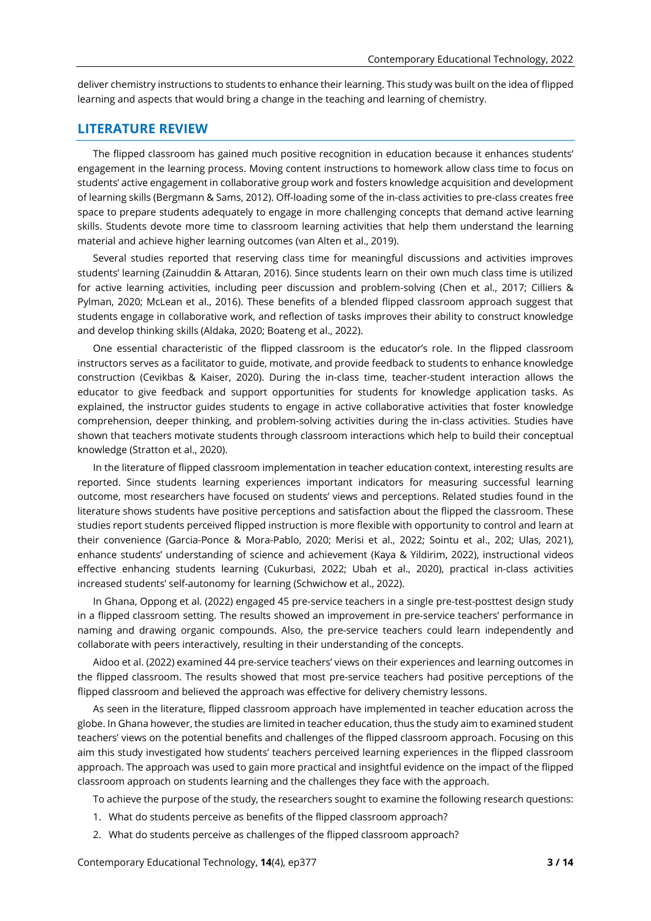deliver chemistry instructions to students to enhance their learning. This study was built on the idea of flipped learning and aspects that would bring a change in the teaching and learning of chemistry.

## LITERATURE REVIEW

The flipped classroom has gained much positive recognition in education because it enhances students' engagement in the learning process. Moving content instructions to homework allow class time to focus on students' active engagement in collaborative group work and fosters knowledge acquisition and development of learning skills (Bergmann & Sams, 2012). Off-loading some of the in-class activities to pre-class creates free space to prepare students adequately to engage in more challenging concepts that demand active learning skills. Students devote more time to classroom learning activities that help them understand the learning material and achieve higher learning outcomes (van Alten et al., 2019).

Several studies reported that reserving class time for meaningful discussions and activities improves students' learning (Zainuddin & Attaran, 2016). Since students learn on their own much class time is utilized for active learning activities, including peer discussion and problem-solving (Chen et al., 2017; Cilliers & Pylman, 2020; McLean et al., 2016). These benefits of a blended flipped classroom approach suggest that students engage in collaborative work, and reflection of tasks improves their ability to construct knowledge and develop thinking skills (Aldaka, 2020; Boateng et al., 2022).

One essential characteristic of the flipped classroom is the educator's role. In the flipped classroom instructors serves as a facilitator to guide, motivate, and provide feedback to students to enhance knowledge construction (Cevikbas & Kaiser, 2020). During the in-class time, teacher-student interaction allows the educator to give feedback and support opportunities for students for knowledge application tasks. As explained, the instructor guides students to engage in active collaborative activities that foster knowledge comprehension, deeper thinking, and problem-solving activities during the in-class activities. Studies have shown that teachers motivate students through classroom interactions which help to build their conceptual knowledge (Stratton et al., 2020).

In the literature of flipped classroom implementation in teacher education context, interesting results are reported. Since students learning experiences important indicators for measuring successful learning outcome, most researchers have focused on students' views and perceptions. Related studies found in the literature shows students have positive perceptions and satisfaction about the flipped the classroom. These studies report students perceived flipped instruction is more flexible with opportunity to control and learn at their convenience (Garcia-Ponce & Mora-Pablo, 2020; Merisi et al., 2022; Sointu et al., 202; Ulas, 2021), enhance students' understanding of science and achievement (Kaya & Yildirim, 2022), instructional videos effective enhancing students learning (Cukurbasi, 2022; Ubah et al., 2020), practical in-class activities increased students' self-autonomy for learning (Schwichow et al., 2022).

In Ghana, Oppong et al. (2022) engaged 45 pre-service teachers in a single pre-test-posttest design study in a flipped classroom setting. The results showed an improvement in pre-service teachers' performance in naming and drawing organic compounds. Also, the pre-service teachers could learn independently and collaborate with peers interactively, resulting in their understanding of the concepts.

Aidoo et al. (2022) examined 44 pre-service teachers' views on their experiences and learning outcomes in the flipped classroom. The results showed that most pre-service teachers had positive perceptions of the flipped classroom and believed the approach was effective for delivery chemistry lessons.

As seen in the literature, flipped classroom approach have implemented in teacher education across the globe. In Ghana however, the studies are limited in teacher education, thus the study aim to examined student teachers' views on the potential benefits and challenges of the flipped classroom approach. Focusing on this aim this study investigated how students' teachers perceived learning experiences in the flipped classroom approach. The approach was used to gain more practical and insightful evidence on the impact of the flipped classroom approach on students learning and the challenges they face with the approach.

To achieve the purpose of the study, the researchers sought to examine the following research questions:

1. What do students perceive as benefits of the flipped classroom approach?
2. What do students perceive as challenges of the flipped classroom approach?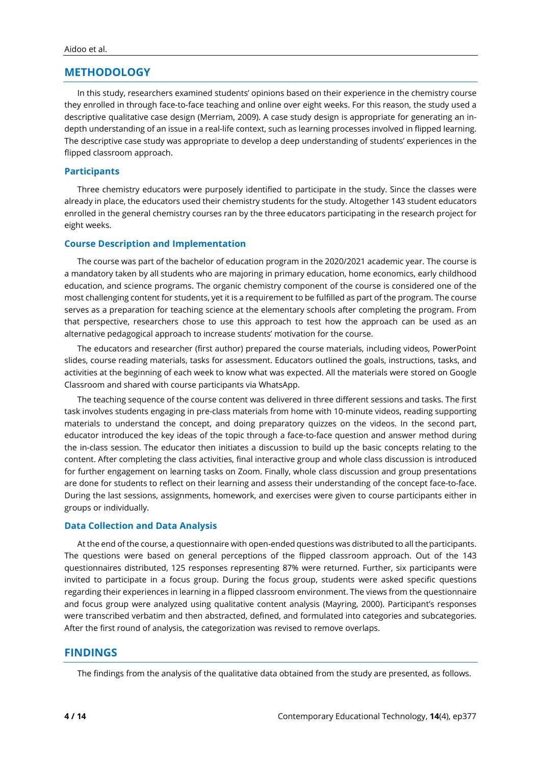## METHODOLOGY

In this study, researchers examined students' opinions based on their experience in the chemistry course they enrolled in through face-to-face teaching and online over eight weeks. For this reason, the study used a descriptive qualitative case design (Merriam, 2009). A case study design is appropriate for generating an in-depth understanding of an issue in a real-life context, such as learning processes involved in flipped learning. The descriptive case study was appropriate to develop a deep understanding of students' experiences in the flipped classroom approach.

### Participants

Three chemistry educators were purposely identified to participate in the study. Since the classes were already in place, the educators used their chemistry students for the study. Altogether 143 student educators enrolled in the general chemistry courses ran by the three educators participating in the research project for eight weeks.

### Course Description and Implementation

The course was part of the bachelor of education program in the 2020/2021 academic year. The course is a mandatory taken by all students who are majoring in primary education, home economics, early childhood education, and science programs. The organic chemistry component of the course is considered one of the most challenging content for students, yet it is a requirement to be fulfilled as part of the program. The course serves as a preparation for teaching science at the elementary schools after completing the program. From that perspective, researchers chose to use this approach to test how the approach can be used as an alternative pedagogical approach to increase students' motivation for the course.

The educators and researcher (first author) prepared the course materials, including videos, PowerPoint slides, course reading materials, tasks for assessment. Educators outlined the goals, instructions, tasks, and activities at the beginning of each week to know what was expected. All the materials were stored on Google Classroom and shared with course participants via WhatsApp.

The teaching sequence of the course content was delivered in three different sessions and tasks. The first task involves students engaging in pre-class materials from home with 10-minute videos, reading supporting materials to understand the concept, and doing preparatory quizzes on the videos. In the second part, educator introduced the key ideas of the topic through a face-to-face question and answer method during the in-class session. The educator then initiates a discussion to build up the basic concepts relating to the content. After completing the class activities, final interactive group and whole class discussion is introduced for further engagement on learning tasks on Zoom. Finally, whole class discussion and group presentations are done for students to reflect on their learning and assess their understanding of the concept face-to-face. During the last sessions, assignments, homework, and exercises were given to course participants either in groups or individually.

### Data Collection and Data Analysis

At the end of the course, a questionnaire with open-ended questions was distributed to all the participants. The questions were based on general perceptions of the flipped classroom approach. Out of the 143 questionnaires distributed, 125 responses representing 87% were returned. Further, six participants were invited to participate in a focus group. During the focus group, students were asked specific questions regarding their experiences in learning in a flipped classroom environment. The views from the questionnaire and focus group were analyzed using qualitative content analysis (Mayring, 2000). Participant's responses were transcribed verbatim and then abstracted, defined, and formulated into categories and subcategories. After the first round of analysis, the categorization was revised to remove overlaps.

## FINDINGS

The findings from the analysis of the qualitative data obtained from the study are presented, as follows.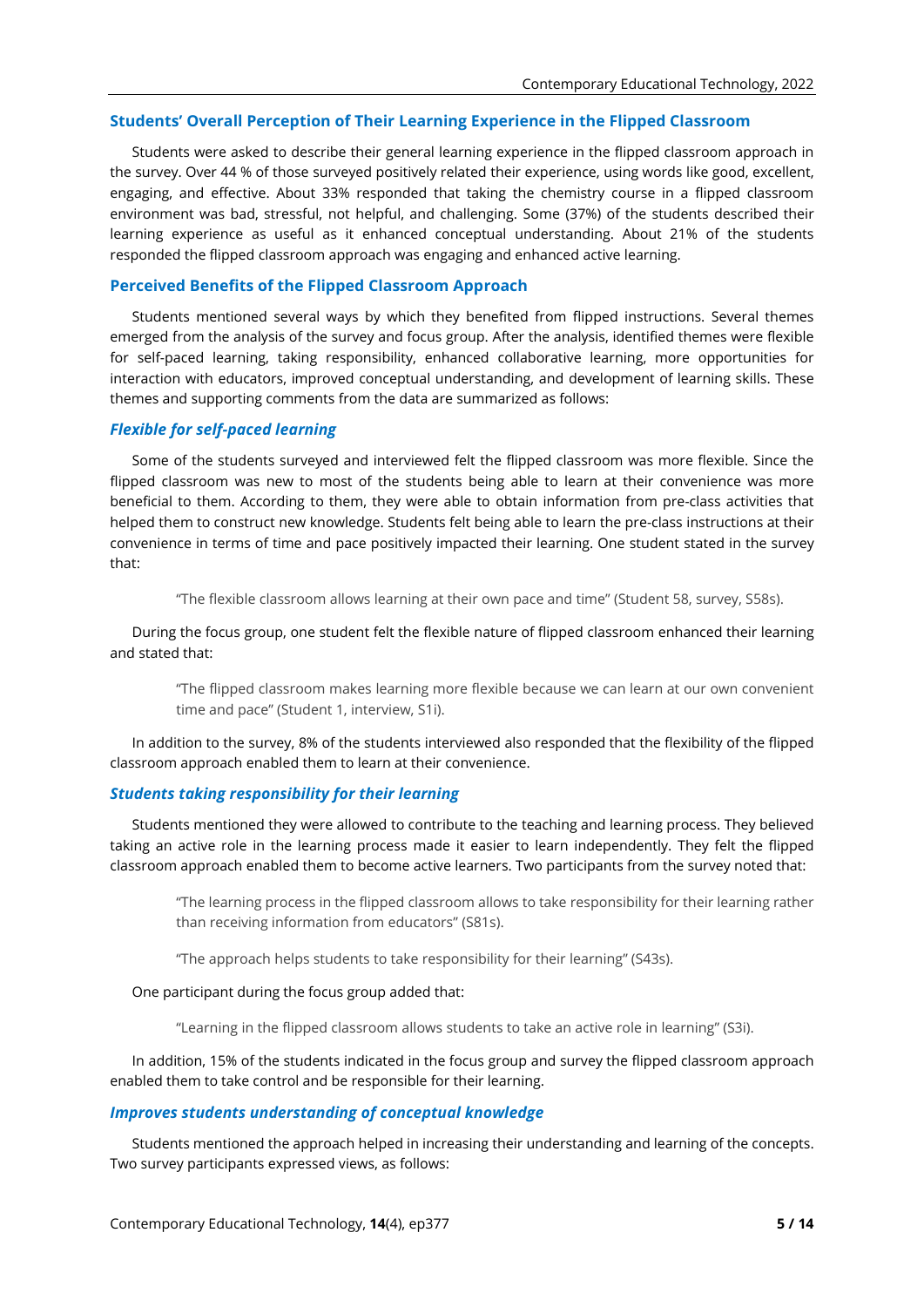## Students' Overall Perception of Their Learning Experience in the Flipped Classroom

Students were asked to describe their general learning experience in the flipped classroom approach in the survey. Over 44 % of those surveyed positively related their experience, using words like good, excellent, engaging, and effective. About 33% responded that taking the chemistry course in a flipped classroom environment was bad, stressful, not helpful, and challenging. Some (37%) of the students described their learning experience as useful as it enhanced conceptual understanding. About 21% of the students responded the flipped classroom approach was engaging and enhanced active learning.

## Perceived Benefits of the Flipped Classroom Approach

Students mentioned several ways by which they benefited from flipped instructions. Several themes emerged from the analysis of the survey and focus group. After the analysis, identified themes were flexible for self-paced learning, taking responsibility, enhanced collaborative learning, more opportunities for interaction with educators, improved conceptual understanding, and development of learning skills. These themes and supporting comments from the data are summarized as follows:

### *Flexible for self-paced learning*

Some of the students surveyed and interviewed felt the flipped classroom was more flexible. Since the flipped classroom was new to most of the students being able to learn at their convenience was more beneficial to them. According to them, they were able to obtain information from pre-class activities that helped them to construct new knowledge. Students felt being able to learn the pre-class instructions at their convenience in terms of time and pace positively impacted their learning. One student stated in the survey that:

> "The flexible classroom allows learning at their own pace and time" (Student 58, survey, S58s).

During the focus group, one student felt the flexible nature of flipped classroom enhanced their learning and stated that:

> "The flipped classroom makes learning more flexible because we can learn at our own convenient time and pace" (Student 1, interview, S1i).

In addition to the survey, 8% of the students interviewed also responded that the flexibility of the flipped classroom approach enabled them to learn at their convenience.

### *Students taking responsibility for their learning*

Students mentioned they were allowed to contribute to the teaching and learning process. They believed taking an active role in the learning process made it easier to learn independently. They felt the flipped classroom approach enabled them to become active learners. Two participants from the survey noted that:

> "The learning process in the flipped classroom allows to take responsibility for their learning rather than receiving information from educators" (S81s).

> "The approach helps students to take responsibility for their learning" (S43s).

One participant during the focus group added that:

> "Learning in the flipped classroom allows students to take an active role in learning" (S3i).

In addition, 15% of the students indicated in the focus group and survey the flipped classroom approach enabled them to take control and be responsible for their learning.

### *Improves students understanding of conceptual knowledge*

Students mentioned the approach helped in increasing their understanding and learning of the concepts. Two survey participants expressed views, as follows: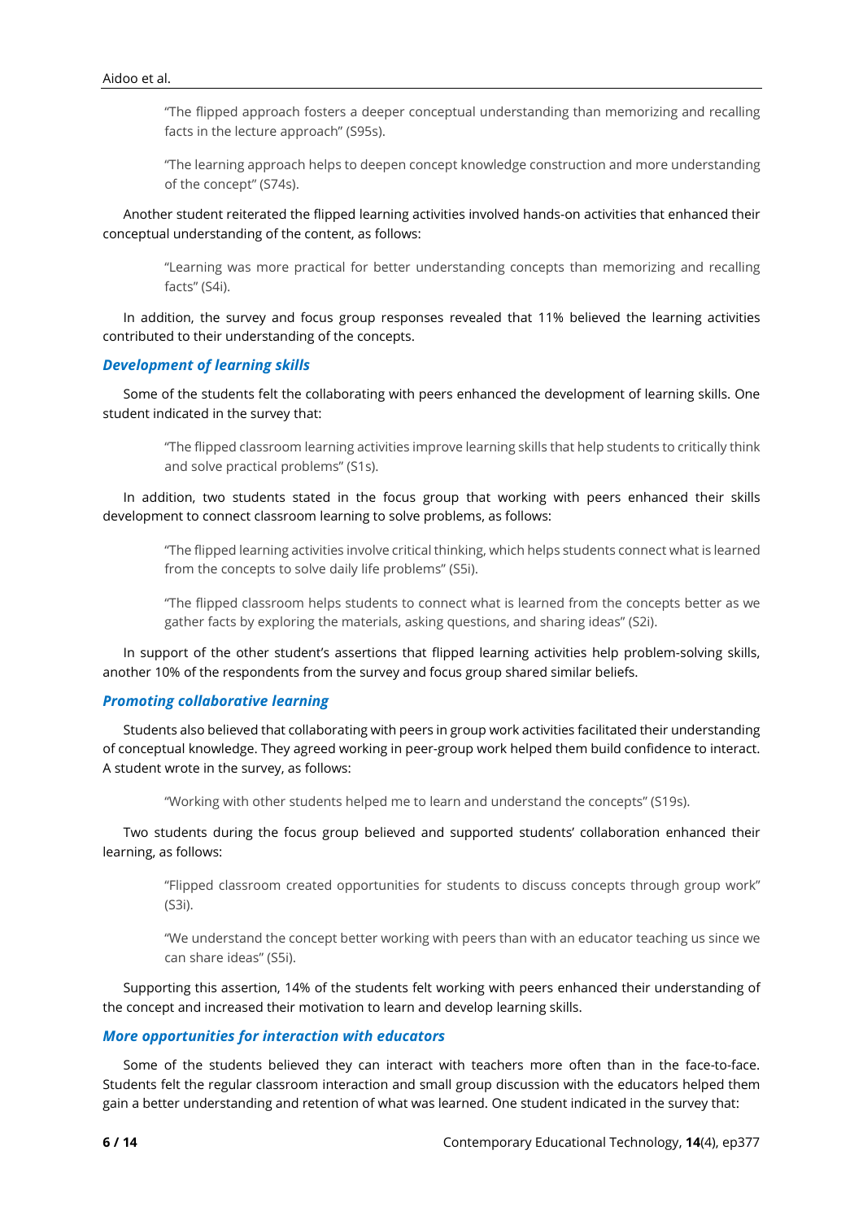> "The flipped approach fosters a deeper conceptual understanding than memorizing and recalling facts in the lecture approach" (S95s).

> "The learning approach helps to deepen concept knowledge construction and more understanding of the concept" (S74s).

Another student reiterated the flipped learning activities involved hands-on activities that enhanced their conceptual understanding of the content, as follows:

> "Learning was more practical for better understanding concepts than memorizing and recalling facts" (S4i).

In addition, the survey and focus group responses revealed that 11% believed the learning activities contributed to their understanding of the concepts.

### *Development of learning skills*

Some of the students felt the collaborating with peers enhanced the development of learning skills. One student indicated in the survey that:

> "The flipped classroom learning activities improve learning skills that help students to critically think and solve practical problems" (S1s).

In addition, two students stated in the focus group that working with peers enhanced their skills development to connect classroom learning to solve problems, as follows:

> "The flipped learning activities involve critical thinking, which helps students connect what is learned from the concepts to solve daily life problems" (S5i).

> "The flipped classroom helps students to connect what is learned from the concepts better as we gather facts by exploring the materials, asking questions, and sharing ideas" (S2i).

In support of the other student's assertions that flipped learning activities help problem-solving skills, another 10% of the respondents from the survey and focus group shared similar beliefs.

### *Promoting collaborative learning*

Students also believed that collaborating with peers in group work activities facilitated their understanding of conceptual knowledge. They agreed working in peer-group work helped them build confidence to interact. A student wrote in the survey, as follows:

> "Working with other students helped me to learn and understand the concepts" (S19s).

Two students during the focus group believed and supported students' collaboration enhanced their learning, as follows:

> "Flipped classroom created opportunities for students to discuss concepts through group work" (S3i).

> "We understand the concept better working with peers than with an educator teaching us since we can share ideas" (S5i).

Supporting this assertion, 14% of the students felt working with peers enhanced their understanding of the concept and increased their motivation to learn and develop learning skills.

### *More opportunities for interaction with educators*

Some of the students believed they can interact with teachers more often than in the face-to-face. Students felt the regular classroom interaction and small group discussion with the educators helped them gain a better understanding and retention of what was learned. One student indicated in the survey that: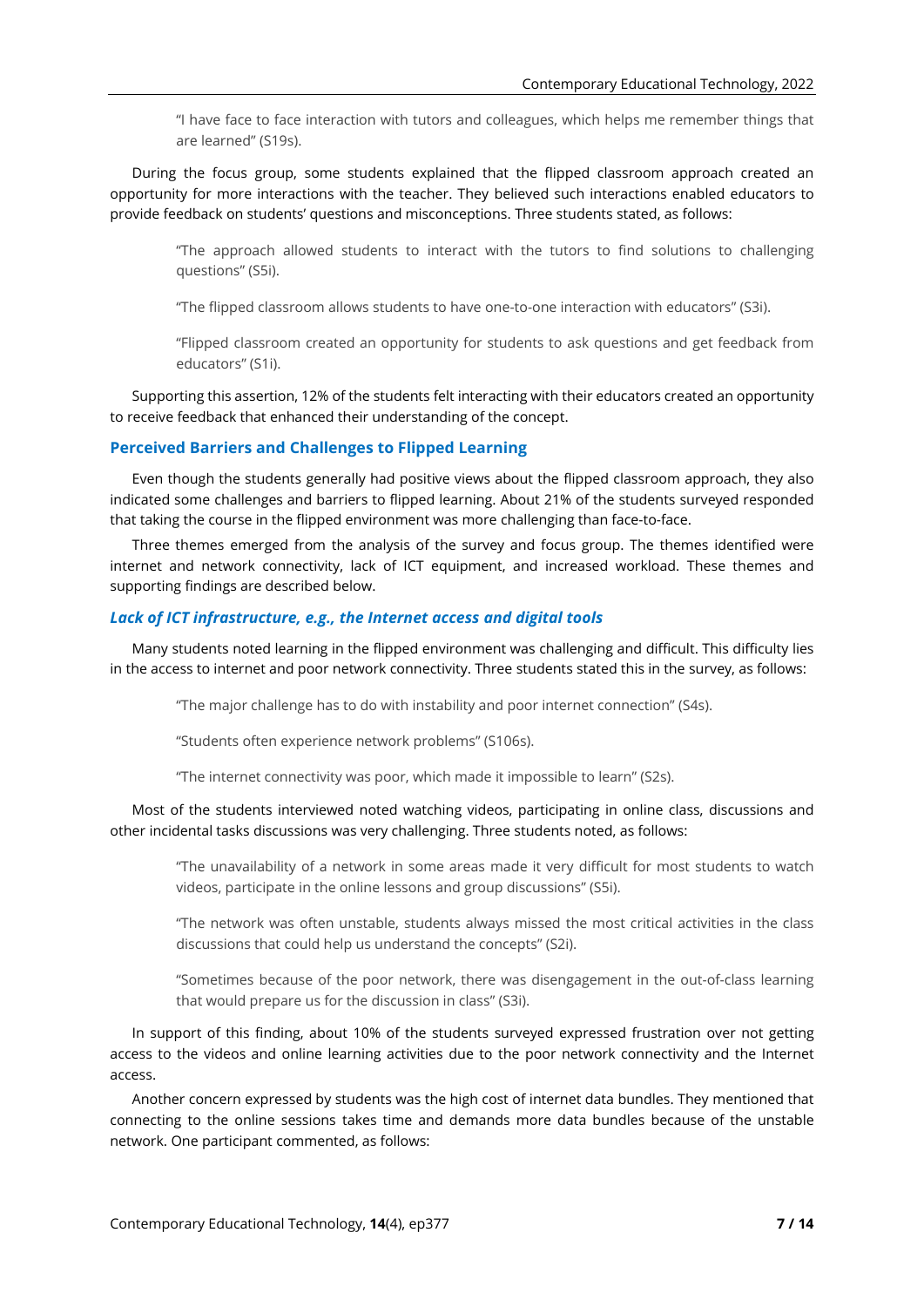> "I have face to face interaction with tutors and colleagues, which helps me remember things that are learned" (S19s).

During the focus group, some students explained that the flipped classroom approach created an opportunity for more interactions with the teacher. They believed such interactions enabled educators to provide feedback on students' questions and misconceptions. Three students stated, as follows:

> "The approach allowed students to interact with the tutors to find solutions to challenging questions" (S5i).

> "The flipped classroom allows students to have one-to-one interaction with educators" (S3i).

> "Flipped classroom created an opportunity for students to ask questions and get feedback from educators" (S1i).

Supporting this assertion, 12% of the students felt interacting with their educators created an opportunity to receive feedback that enhanced their understanding of the concept.

## Perceived Barriers and Challenges to Flipped Learning

Even though the students generally had positive views about the flipped classroom approach, they also indicated some challenges and barriers to flipped learning. About 21% of the students surveyed responded that taking the course in the flipped environment was more challenging than face-to-face.

Three themes emerged from the analysis of the survey and focus group. The themes identified were internet and network connectivity, lack of ICT equipment, and increased workload. These themes and supporting findings are described below.

### *Lack of ICT infrastructure, e.g., the Internet access and digital tools*

Many students noted learning in the flipped environment was challenging and difficult. This difficulty lies in the access to internet and poor network connectivity. Three students stated this in the survey, as follows:

> "The major challenge has to do with instability and poor internet connection" (S4s).

> "Students often experience network problems" (S106s).

> "The internet connectivity was poor, which made it impossible to learn" (S2s).

Most of the students interviewed noted watching videos, participating in online class, discussions and other incidental tasks discussions was very challenging. Three students noted, as follows:

> "The unavailability of a network in some areas made it very difficult for most students to watch videos, participate in the online lessons and group discussions" (S5i).

> "The network was often unstable, students always missed the most critical activities in the class discussions that could help us understand the concepts" (S2i).

> "Sometimes because of the poor network, there was disengagement in the out-of-class learning that would prepare us for the discussion in class" (S3i).

In support of this finding, about 10% of the students surveyed expressed frustration over not getting access to the videos and online learning activities due to the poor network connectivity and the Internet access.

Another concern expressed by students was the high cost of internet data bundles. They mentioned that connecting to the online sessions takes time and demands more data bundles because of the unstable network. One participant commented, as follows: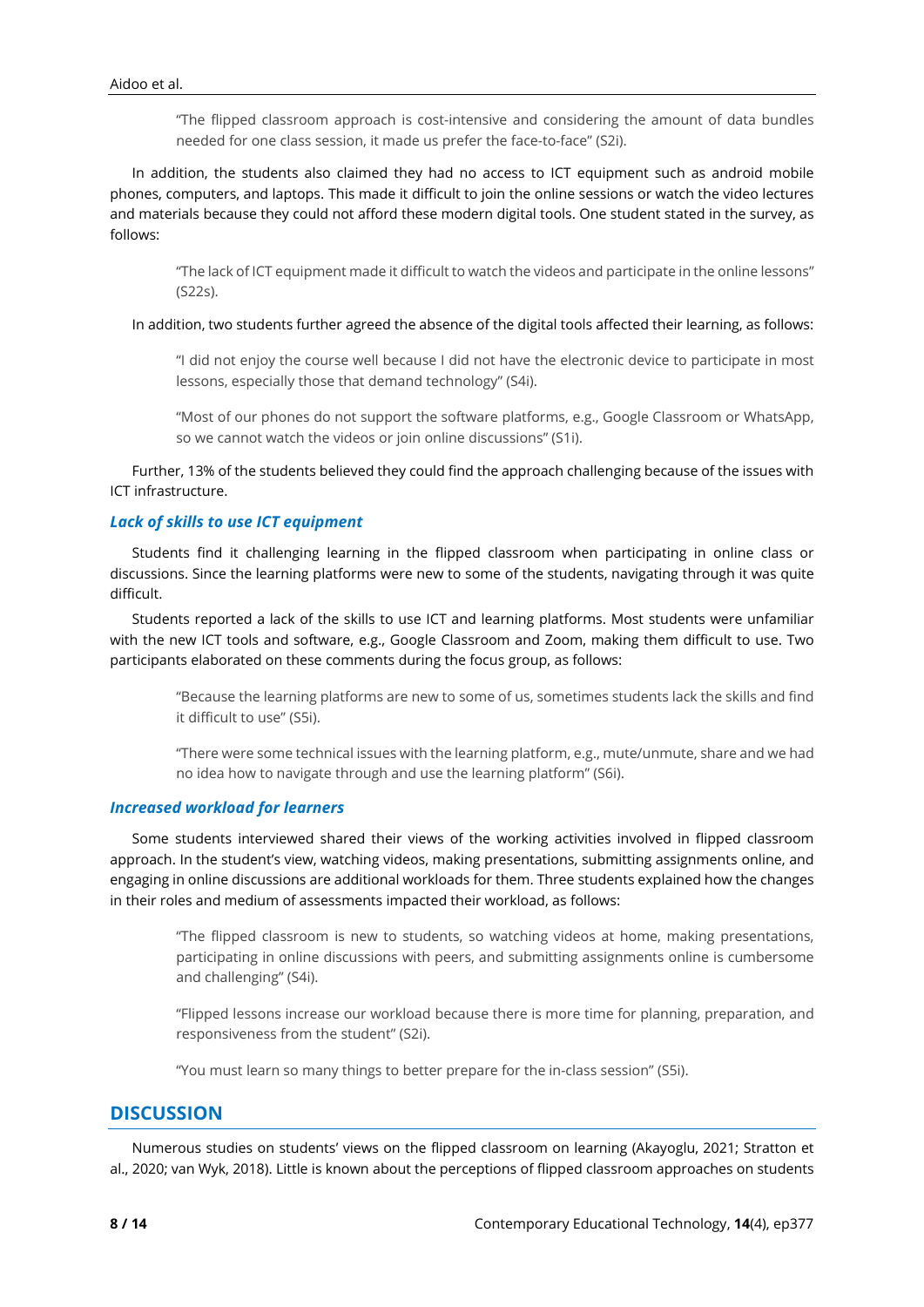> "The flipped classroom approach is cost-intensive and considering the amount of data bundles needed for one class session, it made us prefer the face-to-face" (S2i).

In addition, the students also claimed they had no access to ICT equipment such as android mobile phones, computers, and laptops. This made it difficult to join the online sessions or watch the video lectures and materials because they could not afford these modern digital tools. One student stated in the survey, as follows:

> "The lack of ICT equipment made it difficult to watch the videos and participate in the online lessons" (S22s).

In addition, two students further agreed the absence of the digital tools affected their learning, as follows:

> "I did not enjoy the course well because I did not have the electronic device to participate in most lessons, especially those that demand technology" (S4i).

> "Most of our phones do not support the software platforms, e.g., Google Classroom or WhatsApp, so we cannot watch the videos or join online discussions" (S1i).

Further, 13% of the students believed they could find the approach challenging because of the issues with ICT infrastructure.

### *Lack of skills to use ICT equipment*

Students find it challenging learning in the flipped classroom when participating in online class or discussions. Since the learning platforms were new to some of the students, navigating through it was quite difficult.

Students reported a lack of the skills to use ICT and learning platforms. Most students were unfamiliar with the new ICT tools and software, e.g., Google Classroom and Zoom, making them difficult to use. Two participants elaborated on these comments during the focus group, as follows:

> "Because the learning platforms are new to some of us, sometimes students lack the skills and find it difficult to use" (S5i).

> "There were some technical issues with the learning platform, e.g., mute/unmute, share and we had no idea how to navigate through and use the learning platform" (S6i).

### *Increased workload for learners*

Some students interviewed shared their views of the working activities involved in flipped classroom approach. In the student's view, watching videos, making presentations, submitting assignments online, and engaging in online discussions are additional workloads for them. Three students explained how the changes in their roles and medium of assessments impacted their workload, as follows:

> "The flipped classroom is new to students, so watching videos at home, making presentations, participating in online discussions with peers, and submitting assignments online is cumbersome and challenging" (S4i).

> "Flipped lessons increase our workload because there is more time for planning, preparation, and responsiveness from the student" (S2i).

> "You must learn so many things to better prepare for the in-class session" (S5i).

## DISCUSSION

Numerous studies on students' views on the flipped classroom on learning (Akayoglu, 2021; Stratton et al., 2020; van Wyk, 2018). Little is known about the perceptions of flipped classroom approaches on students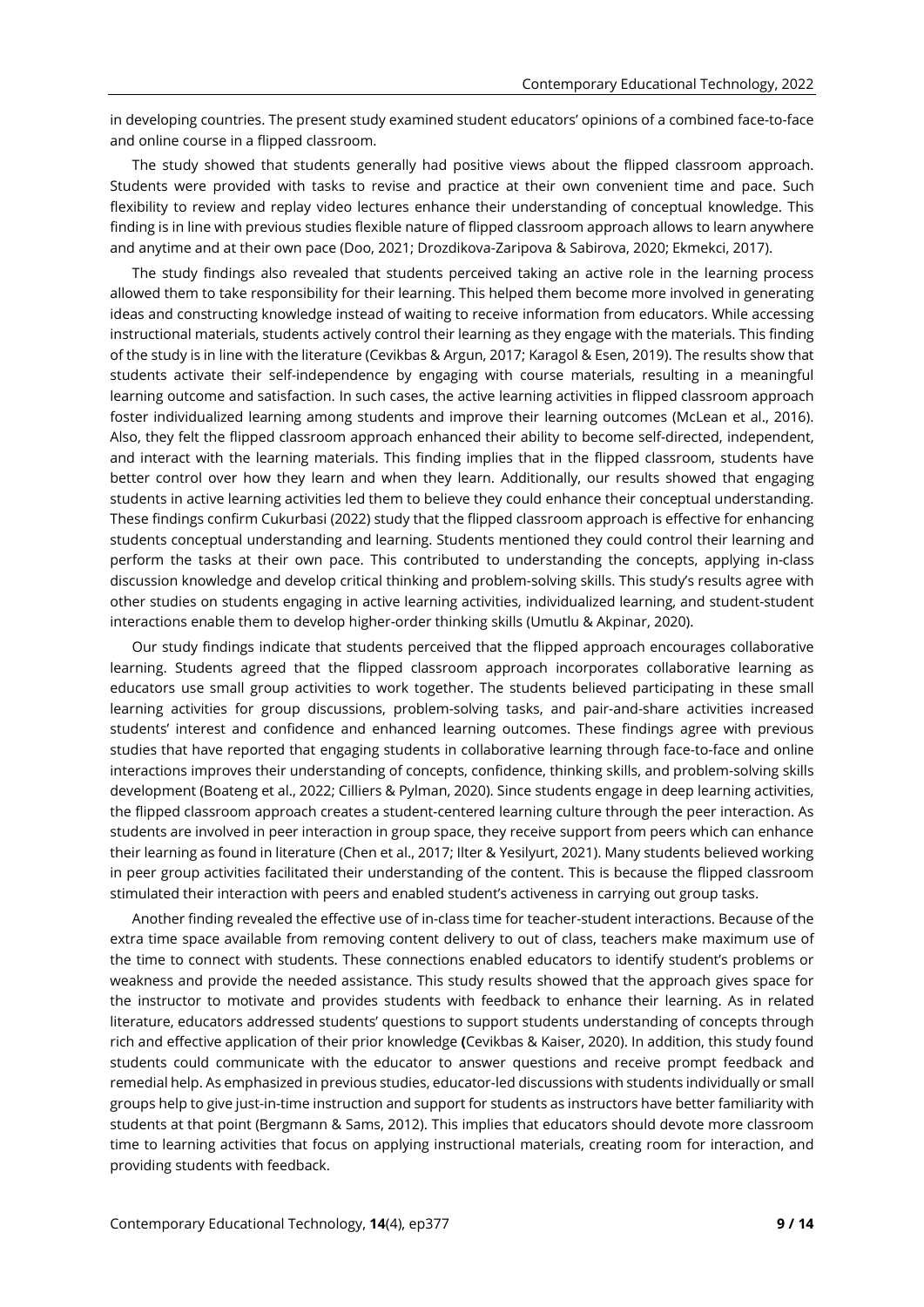in developing countries. The present study examined student educators' opinions of a combined face-to-face and online course in a flipped classroom.

The study showed that students generally had positive views about the flipped classroom approach. Students were provided with tasks to revise and practice at their own convenient time and pace. Such flexibility to review and replay video lectures enhance their understanding of conceptual knowledge. This finding is in line with previous studies flexible nature of flipped classroom approach allows to learn anywhere and anytime and at their own pace (Doo, 2021; Drozdikova-Zaripova & Sabirova, 2020; Ekmekci, 2017).

The study findings also revealed that students perceived taking an active role in the learning process allowed them to take responsibility for their learning. This helped them become more involved in generating ideas and constructing knowledge instead of waiting to receive information from educators. While accessing instructional materials, students actively control their learning as they engage with the materials. This finding of the study is in line with the literature (Cevikbas & Argun, 2017; Karagol & Esen, 2019). The results show that students activate their self-independence by engaging with course materials, resulting in a meaningful learning outcome and satisfaction. In such cases, the active learning activities in flipped classroom approach foster individualized learning among students and improve their learning outcomes (McLean et al., 2016). Also, they felt the flipped classroom approach enhanced their ability to become self-directed, independent, and interact with the learning materials. This finding implies that in the flipped classroom, students have better control over how they learn and when they learn. Additionally, our results showed that engaging students in active learning activities led them to believe they could enhance their conceptual understanding. These findings confirm Cukurbasi (2022) study that the flipped classroom approach is effective for enhancing students conceptual understanding and learning. Students mentioned they could control their learning and perform the tasks at their own pace. This contributed to understanding the concepts, applying in-class discussion knowledge and develop critical thinking and problem-solving skills. This study's results agree with other studies on students engaging in active learning activities, individualized learning, and student-student interactions enable them to develop higher-order thinking skills (Umutlu & Akpinar, 2020).

Our study findings indicate that students perceived that the flipped approach encourages collaborative learning. Students agreed that the flipped classroom approach incorporates collaborative learning as educators use small group activities to work together. The students believed participating in these small learning activities for group discussions, problem-solving tasks, and pair-and-share activities increased students' interest and confidence and enhanced learning outcomes. These findings agree with previous studies that have reported that engaging students in collaborative learning through face-to-face and online interactions improves their understanding of concepts, confidence, thinking skills, and problem-solving skills development (Boateng et al., 2022; Cilliers & Pylman, 2020). Since students engage in deep learning activities, the flipped classroom approach creates a student-centered learning culture through the peer interaction. As students are involved in peer interaction in group space, they receive support from peers which can enhance their learning as found in literature (Chen et al., 2017; Ilter & Yesilyurt, 2021). Many students believed working in peer group activities facilitated their understanding of the content. This is because the flipped classroom stimulated their interaction with peers and enabled student's activeness in carrying out group tasks.

Another finding revealed the effective use of in-class time for teacher-student interactions. Because of the extra time space available from removing content delivery to out of class, teachers make maximum use of the time to connect with students. These connections enabled educators to identify student's problems or weakness and provide the needed assistance. This study results showed that the approach gives space for the instructor to motivate and provides students with feedback to enhance their learning. As in related literature, educators addressed students' questions to support students understanding of concepts through rich and effective application of their prior knowledge **(**Cevikbas & Kaiser, 2020). In addition, this study found students could communicate with the educator to answer questions and receive prompt feedback and remedial help. As emphasized in previous studies, educator-led discussions with students individually or small groups help to give just-in-time instruction and support for students as instructors have better familiarity with students at that point (Bergmann & Sams, 2012). This implies that educators should devote more classroom time to learning activities that focus on applying instructional materials, creating room for interaction, and providing students with feedback.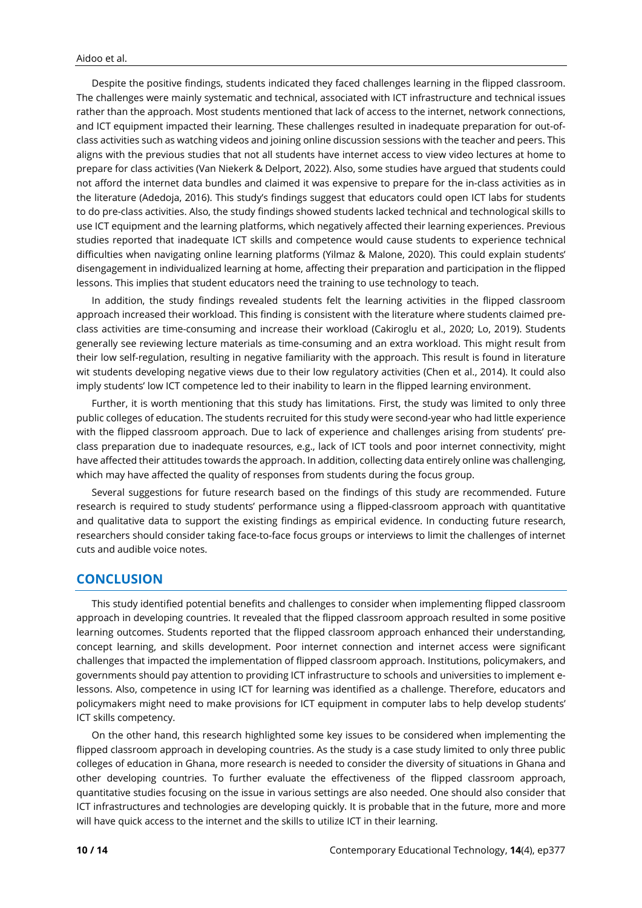Despite the positive findings, students indicated they faced challenges learning in the flipped classroom. The challenges were mainly systematic and technical, associated with ICT infrastructure and technical issues rather than the approach. Most students mentioned that lack of access to the internet, network connections, and ICT equipment impacted their learning. These challenges resulted in inadequate preparation for out-of-class activities such as watching videos and joining online discussion sessions with the teacher and peers. This aligns with the previous studies that not all students have internet access to view video lectures at home to prepare for class activities (Van Niekerk & Delport, 2022). Also, some studies have argued that students could not afford the internet data bundles and claimed it was expensive to prepare for the in-class activities as in the literature (Adedoja, 2016). This study's findings suggest that educators could open ICT labs for students to do pre-class activities. Also, the study findings showed students lacked technical and technological skills to use ICT equipment and the learning platforms, which negatively affected their learning experiences. Previous studies reported that inadequate ICT skills and competence would cause students to experience technical difficulties when navigating online learning platforms (Yilmaz & Malone, 2020). This could explain students' disengagement in individualized learning at home, affecting their preparation and participation in the flipped lessons. This implies that student educators need the training to use technology to teach.

In addition, the study findings revealed students felt the learning activities in the flipped classroom approach increased their workload. This finding is consistent with the literature where students claimed pre-class activities are time-consuming and increase their workload (Cakiroglu et al., 2020; Lo, 2019). Students generally see reviewing lecture materials as time-consuming and an extra workload. This might result from their low self-regulation, resulting in negative familiarity with the approach. This result is found in literature wit students developing negative views due to their low regulatory activities (Chen et al., 2014). It could also imply students' low ICT competence led to their inability to learn in the flipped learning environment.

Further, it is worth mentioning that this study has limitations. First, the study was limited to only three public colleges of education. The students recruited for this study were second-year who had little experience with the flipped classroom approach. Due to lack of experience and challenges arising from students' pre-class preparation due to inadequate resources, e.g., lack of ICT tools and poor internet connectivity, might have affected their attitudes towards the approach. In addition, collecting data entirely online was challenging, which may have affected the quality of responses from students during the focus group.

Several suggestions for future research based on the findings of this study are recommended. Future research is required to study students' performance using a flipped-classroom approach with quantitative and qualitative data to support the existing findings as empirical evidence. In conducting future research, researchers should consider taking face-to-face focus groups or interviews to limit the challenges of internet cuts and audible voice notes.

## CONCLUSION

This study identified potential benefits and challenges to consider when implementing flipped classroom approach in developing countries. It revealed that the flipped classroom approach resulted in some positive learning outcomes. Students reported that the flipped classroom approach enhanced their understanding, concept learning, and skills development. Poor internet connection and internet access were significant challenges that impacted the implementation of flipped classroom approach. Institutions, policymakers, and governments should pay attention to providing ICT infrastructure to schools and universities to implement e-lessons. Also, competence in using ICT for learning was identified as a challenge. Therefore, educators and policymakers might need to make provisions for ICT equipment in computer labs to help develop students' ICT skills competency.

On the other hand, this research highlighted some key issues to be considered when implementing the flipped classroom approach in developing countries. As the study is a case study limited to only three public colleges of education in Ghana, more research is needed to consider the diversity of situations in Ghana and other developing countries. To further evaluate the effectiveness of the flipped classroom approach, quantitative studies focusing on the issue in various settings are also needed. One should also consider that ICT infrastructures and technologies are developing quickly. It is probable that in the future, more and more will have quick access to the internet and the skills to utilize ICT in their learning.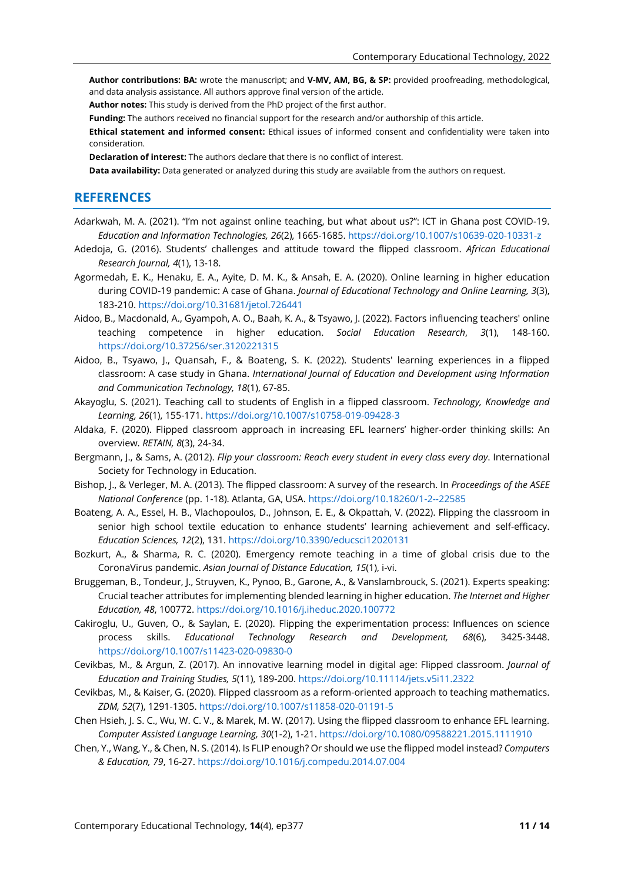**Author contributions: BA:** wrote the manuscript; and **V-MV, AM, BG, & SP:** provided proofreading, methodological, and data analysis assistance. All authors approve final version of the article.

**Author notes:** This study is derived from the PhD project of the first author.

**Funding:** The authors received no financial support for the research and/or authorship of this article.

**Ethical statement and informed consent:** Ethical issues of informed consent and confidentiality were taken into consideration.

**Declaration of interest:** The authors declare that there is no conflict of interest.

**Data availability:** Data generated or analyzed during this study are available from the authors on request.

## REFERENCES

Adarkwah, M. A. (2021). "I'm not against online teaching, but what about us?": ICT in Ghana post COVID-19. *Education and Information Technologies, 26*(2), 1665-1685. https://doi.org/10.1007/s10639-020-10331-z

Adedoja, G. (2016). Students' challenges and attitude toward the flipped classroom. *African Educational Research Journal, 4*(1), 13-18.

Agormedah, E. K., Henaku, E. A., Ayite, D. M. K., & Ansah, E. A. (2020). Online learning in higher education during COVID-19 pandemic: A case of Ghana. *Journal of Educational Technology and Online Learning, 3*(3), 183-210. https://doi.org/10.31681/jetol.726441

Aidoo, B., Macdonald, A., Gyampoh, A. O., Baah, K. A., & Tsyawo, J. (2022). Factors influencing teachers' online teaching competence in higher education. *Social Education Research*, *3*(1), 148-160. https://doi.org/10.37256/ser.3120221315

Aidoo, B., Tsyawo, J., Quansah, F., & Boateng, S. K. (2022). Students' learning experiences in a flipped classroom: A case study in Ghana. *International Journal of Education and Development using Information and Communication Technology, 18*(1), 67-85.

Akayoglu, S. (2021). Teaching call to students of English in a flipped classroom. *Technology, Knowledge and Learning, 26*(1), 155-171. https://doi.org/10.1007/s10758-019-09428-3

Aldaka, F. (2020). Flipped classroom approach in increasing EFL learners' higher-order thinking skills: An overview. *RETAIN, 8*(3), 24-34.

Bergmann, J., & Sams, A. (2012). *Flip your classroom: Reach every student in every class every day*. International Society for Technology in Education.

Bishop, J., & Verleger, M. A. (2013). The flipped classroom: A survey of the research. In *Proceedings of the ASEE National Conference* (pp. 1-18). Atlanta, GA, USA. https://doi.org/10.18260/1-2--22585

Boateng, A. A., Essel, H. B., Vlachopoulos, D., Johnson, E. E., & Okpattah, V. (2022). Flipping the classroom in senior high school textile education to enhance students' learning achievement and self-efficacy. *Education Sciences, 12*(2), 131. https://doi.org/10.3390/educsci12020131

Bozkurt, A., & Sharma, R. C. (2020). Emergency remote teaching in a time of global crisis due to the CoronaVirus pandemic. *Asian Journal of Distance Education, 15*(1), i-vi.

Bruggeman, B., Tondeur, J., Struyven, K., Pynoo, B., Garone, A., & Vanslambrouck, S. (2021). Experts speaking: Crucial teacher attributes for implementing blended learning in higher education. *The Internet and Higher Education, 48*, 100772. https://doi.org/10.1016/j.iheduc.2020.100772

Cakiroglu, U., Guven, O., & Saylan, E. (2020). Flipping the experimentation process: Influences on science process skills. *Educational Technology Research and Development, 68*(6), 3425-3448. https://doi.org/10.1007/s11423-020-09830-0

Cevikbas, M., & Argun, Z. (2017). An innovative learning model in digital age: Flipped classroom. *Journal of Education and Training Studies, 5*(11), 189-200. https://doi.org/10.11114/jets.v5i11.2322

Cevikbas, M., & Kaiser, G. (2020). Flipped classroom as a reform-oriented approach to teaching mathematics. *ZDM, 52*(7), 1291-1305. https://doi.org/10.1007/s11858-020-01191-5

Chen Hsieh, J. S. C., Wu, W. C. V., & Marek, M. W. (2017). Using the flipped classroom to enhance EFL learning. *Computer Assisted Language Learning, 30*(1-2), 1-21. https://doi.org/10.1080/09588221.2015.1111910

Chen, Y., Wang, Y., & Chen, N. S. (2014). Is FLIP enough? Or should we use the flipped model instead? *Computers & Education, 79*, 16-27. https://doi.org/10.1016/j.compedu.2014.07.004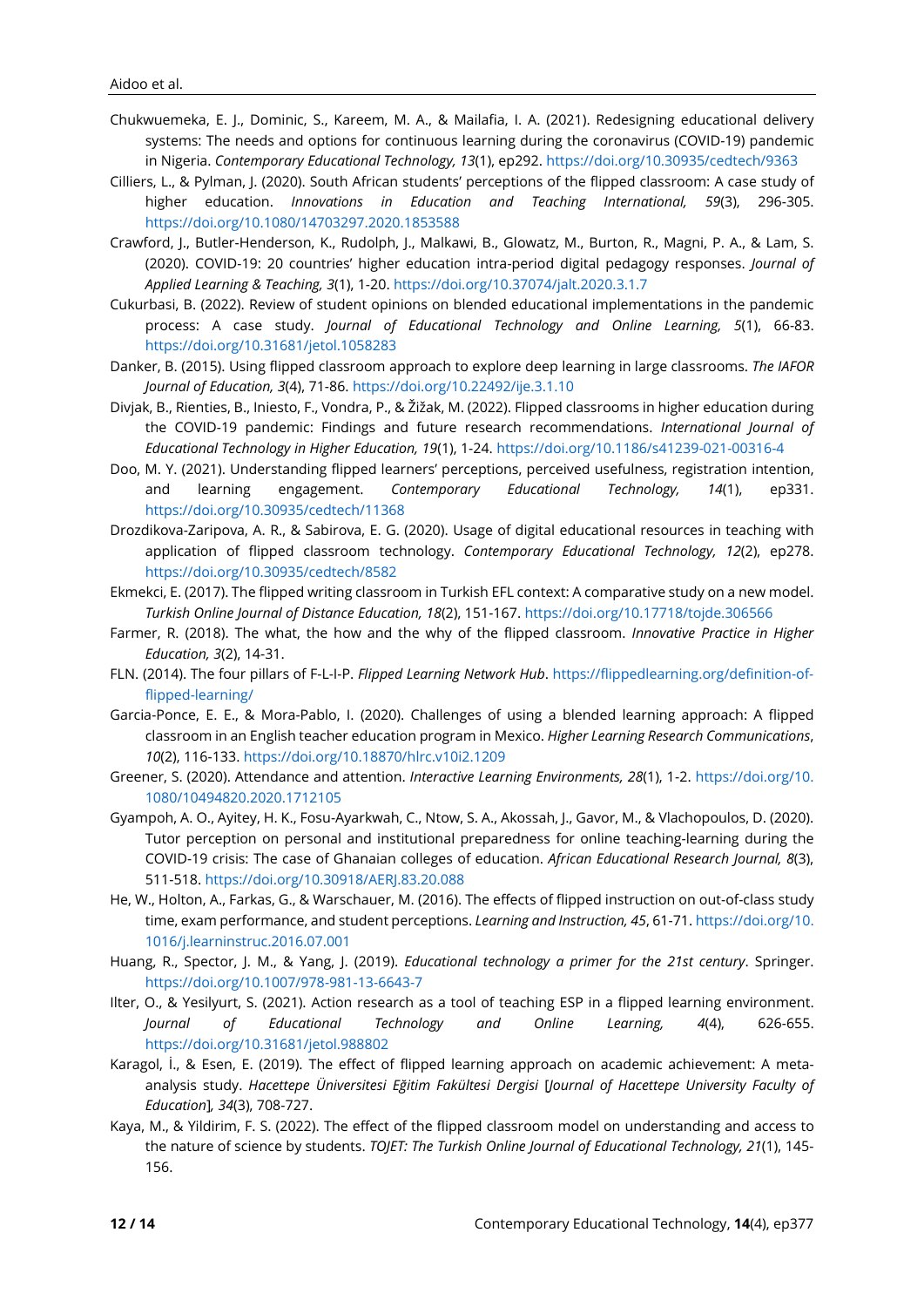Chukwuemeka, E. J., Dominic, S., Kareem, M. A., & Mailafia, I. A. (2021). Redesigning educational delivery systems: The needs and options for continuous learning during the coronavirus (COVID-19) pandemic in Nigeria. *Contemporary Educational Technology, 13*(1), ep292. https://doi.org/10.30935/cedtech/9363

Cilliers, L., & Pylman, J. (2020). South African students' perceptions of the flipped classroom: A case study of higher education. *Innovations in Education and Teaching International, 59*(3), 296-305. https://doi.org/10.1080/14703297.2020.1853588

Crawford, J., Butler-Henderson, K., Rudolph, J., Malkawi, B., Glowatz, M., Burton, R., Magni, P. A., & Lam, S. (2020). COVID-19: 20 countries' higher education intra-period digital pedagogy responses. *Journal of Applied Learning & Teaching, 3*(1), 1-20. https://doi.org/10.37074/jalt.2020.3.1.7

Cukurbasi, B. (2022). Review of student opinions on blended educational implementations in the pandemic process: A case study. *Journal of Educational Technology and Online Learning, 5*(1), 66-83. https://doi.org/10.31681/jetol.1058283

Danker, B. (2015). Using flipped classroom approach to explore deep learning in large classrooms. *The IAFOR Journal of Education, 3*(4), 71-86. https://doi.org/10.22492/ije.3.1.10

Divjak, B., Rienties, B., Iniesto, F., Vondra, P., & Žižak, M. (2022). Flipped classrooms in higher education during the COVID-19 pandemic: Findings and future research recommendations. *International Journal of Educational Technology in Higher Education, 19*(1), 1-24. https://doi.org/10.1186/s41239-021-00316-4

Doo, M. Y. (2021). Understanding flipped learners' perceptions, perceived usefulness, registration intention, and learning engagement. *Contemporary Educational Technology, 14*(1), ep331. https://doi.org/10.30935/cedtech/11368

Drozdikova-Zaripova, A. R., & Sabirova, E. G. (2020). Usage of digital educational resources in teaching with application of flipped classroom technology. *Contemporary Educational Technology, 12*(2), ep278. https://doi.org/10.30935/cedtech/8582

Ekmekci, E. (2017). The flipped writing classroom in Turkish EFL context: A comparative study on a new model. *Turkish Online Journal of Distance Education, 18*(2), 151-167. https://doi.org/10.17718/tojde.306566

Farmer, R. (2018). The what, the how and the why of the flipped classroom. *Innovative Practice in Higher Education, 3*(2), 14-31.

FLN. (2014). The four pillars of F-L-I-P. *Flipped Learning Network Hub*. https://flippedlearning.org/definition-of-flipped-learning/

Garcia-Ponce, E. E., & Mora-Pablo, I. (2020). Challenges of using a blended learning approach: A flipped classroom in an English teacher education program in Mexico. *Higher Learning Research Communications*, *10*(2), 116-133. https://doi.org/10.18870/hlrc.v10i2.1209

Greener, S. (2020). Attendance and attention. *Interactive Learning Environments, 28*(1), 1-2. https://doi.org/10.1080/10494820.2020.1712105

Gyampoh, A. O., Ayitey, H. K., Fosu-Ayarkwah, C., Ntow, S. A., Akossah, J., Gavor, M., & Vlachopoulos, D. (2020). Tutor perception on personal and institutional preparedness for online teaching-learning during the COVID-19 crisis: The case of Ghanaian colleges of education. *African Educational Research Journal, 8*(3), 511-518. https://doi.org/10.30918/AERJ.83.20.088

He, W., Holton, A., Farkas, G., & Warschauer, M. (2016). The effects of flipped instruction on out-of-class study time, exam performance, and student perceptions. *Learning and Instruction, 45*, 61-71. https://doi.org/10.1016/j.learninstruc.2016.07.001

Huang, R., Spector, J. M., & Yang, J. (2019). *Educational technology a primer for the 21st century*. Springer. https://doi.org/10.1007/978-981-13-6643-7

Ilter, O., & Yesilyurt, S. (2021). Action research as a tool of teaching ESP in a flipped learning environment. *Journal of Educational Technology and Online Learning, 4*(4), 626-655. https://doi.org/10.31681/jetol.988802

Karagol, İ., & Esen, E. (2019). The effect of flipped learning approach on academic achievement: A meta-analysis study. *Hacettepe Üniversitesi Eğitim Fakültesi Dergisi* [*Journal of Hacettepe University Faculty of Education*]*, 34*(3), 708-727.

Kaya, M., & Yildirim, F. S. (2022). The effect of the flipped classroom model on understanding and access to the nature of science by students. *TOJET: The Turkish Online Journal of Educational Technology, 21*(1), 145-156.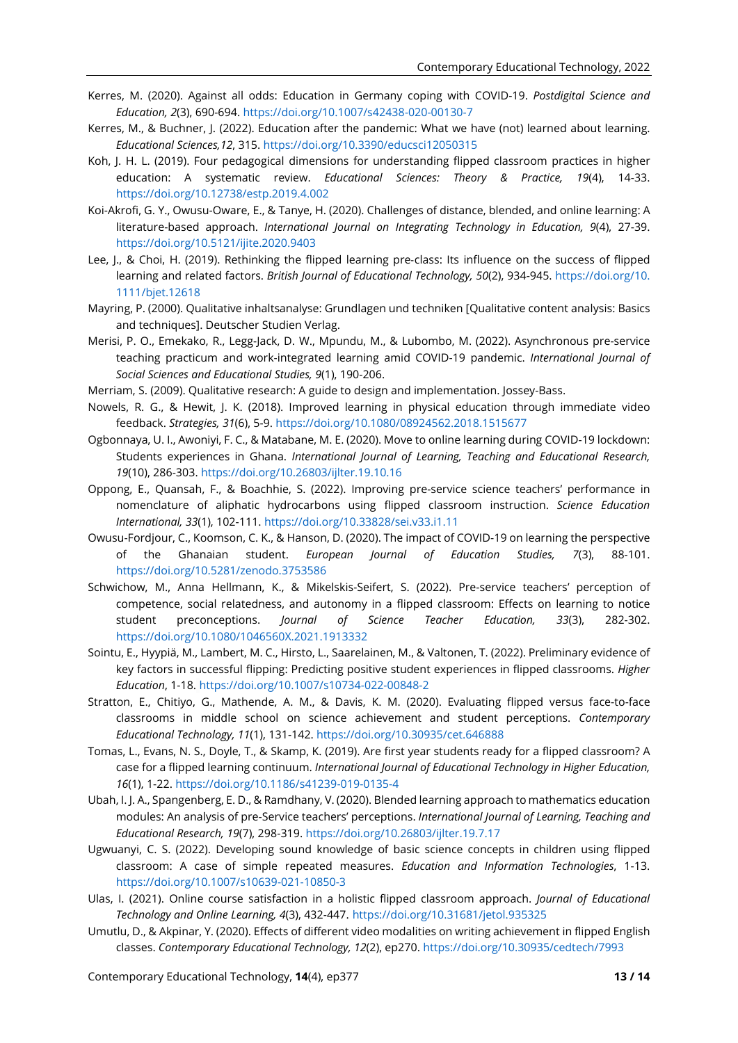Kerres, M. (2020). Against all odds: Education in Germany coping with COVID-19. *Postdigital Science and Education, 2*(3), 690-694. https://doi.org/10.1007/s42438-020-00130-7

Kerres, M., & Buchner, J. (2022). Education after the pandemic: What we have (not) learned about learning. *Educational Sciences,12*, 315. https://doi.org/10.3390/educsci12050315

Koh, J. H. L. (2019). Four pedagogical dimensions for understanding flipped classroom practices in higher education: A systematic review. *Educational Sciences: Theory & Practice, 19*(4), 14-33. https://doi.org/10.12738/estp.2019.4.002

Koi-Akrofi, G. Y., Owusu-Oware, E., & Tanye, H. (2020). Challenges of distance, blended, and online learning: A literature-based approach. *International Journal on Integrating Technology in Education, 9*(4), 27-39. https://doi.org/10.5121/ijite.2020.9403

Lee, J., & Choi, H. (2019). Rethinking the flipped learning pre-class: Its influence on the success of flipped learning and related factors. *British Journal of Educational Technology, 50*(2), 934-945. https://doi.org/10.1111/bjet.12618

Mayring, P. (2000). Qualitative inhaltsanalyse: Grundlagen und techniken [Qualitative content analysis: Basics and techniques]. Deutscher Studien Verlag.

Merisi, P. O., Emekako, R., Legg-Jack, D. W., Mpundu, M., & Lubombo, M. (2022). Asynchronous pre-service teaching practicum and work-integrated learning amid COVID-19 pandemic. *International Journal of Social Sciences and Educational Studies, 9*(1), 190-206.

Merriam, S. (2009). Qualitative research: A guide to design and implementation. Jossey-Bass.

Nowels, R. G., & Hewit, J. K. (2018). Improved learning in physical education through immediate video feedback. *Strategies, 31*(6), 5-9. https://doi.org/10.1080/08924562.2018.1515677

Ogbonnaya, U. I., Awoniyi, F. C., & Matabane, M. E. (2020). Move to online learning during COVID-19 lockdown: Students experiences in Ghana. *International Journal of Learning, Teaching and Educational Research, 19*(10), 286-303. https://doi.org/10.26803/ijlter.19.10.16

Oppong, E., Quansah, F., & Boachhie, S. (2022). Improving pre-service science teachers' performance in nomenclature of aliphatic hydrocarbons using flipped classroom instruction. *Science Education International, 33*(1), 102-111. https://doi.org/10.33828/sei.v33.i1.11

Owusu-Fordjour, C., Koomson, C. K., & Hanson, D. (2020). The impact of COVID-19 on learning the perspective of the Ghanaian student. *European Journal of Education Studies, 7*(3), 88-101. https://doi.org/10.5281/zenodo.3753586

Schwichow, M., Anna Hellmann, K., & Mikelskis-Seifert, S. (2022). Pre-service teachers' perception of competence, social relatedness, and autonomy in a flipped classroom: Effects on learning to notice student preconceptions. *Journal of Science Teacher Education, 33*(3), 282-302. https://doi.org/10.1080/1046560X.2021.1913332

Sointu, E., Hyypiä, M., Lambert, M. C., Hirsto, L., Saarelainen, M., & Valtonen, T. (2022). Preliminary evidence of key factors in successful flipping: Predicting positive student experiences in flipped classrooms. *Higher Education*, 1-18. https://doi.org/10.1007/s10734-022-00848-2

Stratton, E., Chitiyo, G., Mathende, A. M., & Davis, K. M. (2020). Evaluating flipped versus face-to-face classrooms in middle school on science achievement and student perceptions. *Contemporary Educational Technology, 11*(1), 131-142. https://doi.org/10.30935/cet.646888

Tomas, L., Evans, N. S., Doyle, T., & Skamp, K. (2019). Are first year students ready for a flipped classroom? A case for a flipped learning continuum. *International Journal of Educational Technology in Higher Education, 16*(1), 1-22. https://doi.org/10.1186/s41239-019-0135-4

Ubah, I. J. A., Spangenberg, E. D., & Ramdhany, V. (2020). Blended learning approach to mathematics education modules: An analysis of pre-Service teachers' perceptions. *International Journal of Learning, Teaching and Educational Research, 19*(7), 298-319. https://doi.org/10.26803/ijlter.19.7.17

Ugwuanyi, C. S. (2022). Developing sound knowledge of basic science concepts in children using flipped classroom: A case of simple repeated measures. *Education and Information Technologies*, 1-13. https://doi.org/10.1007/s10639-021-10850-3

Ulas, I. (2021). Online course satisfaction in a holistic flipped classroom approach. *Journal of Educational Technology and Online Learning, 4*(3), 432-447. https://doi.org/10.31681/jetol.935325

Umutlu, D., & Akpinar, Y. (2020). Effects of different video modalities on writing achievement in flipped English classes. *Contemporary Educational Technology, 12*(2), ep270. https://doi.org/10.30935/cedtech/7993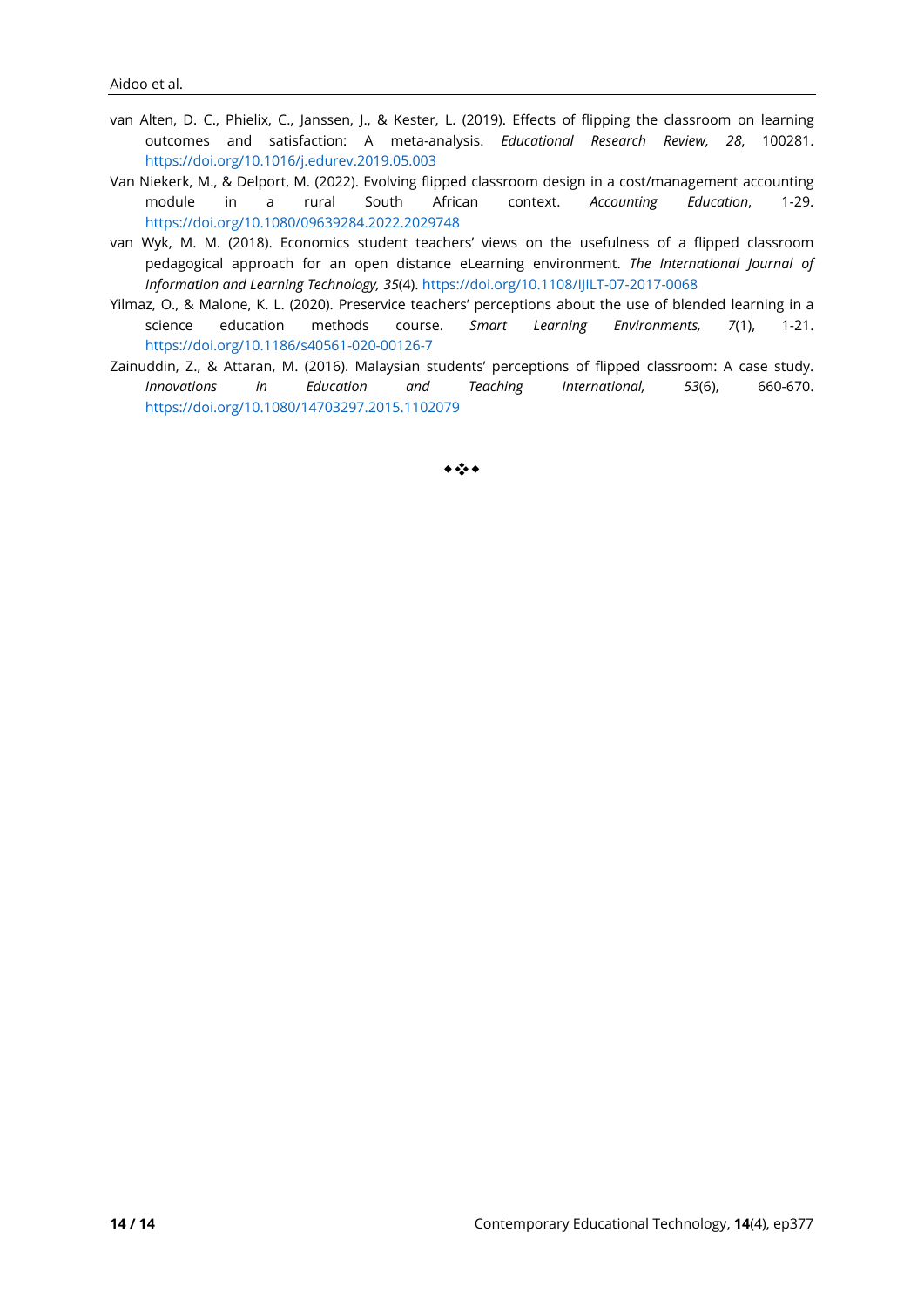van Alten, D. C., Phielix, C., Janssen, J., & Kester, L. (2019). Effects of flipping the classroom on learning outcomes and satisfaction: A meta-analysis. *Educational Research Review, 28*, 100281. https://doi.org/10.1016/j.edurev.2019.05.003

Van Niekerk, M., & Delport, M. (2022). Evolving flipped classroom design in a cost/management accounting module in a rural South African context. *Accounting Education*, 1-29. https://doi.org/10.1080/09639284.2022.2029748

van Wyk, M. M. (2018). Economics student teachers' views on the usefulness of a flipped classroom pedagogical approach for an open distance eLearning environment. *The International Journal of Information and Learning Technology, 35*(4). https://doi.org/10.1108/IJILT-07-2017-0068

Yilmaz, O., & Malone, K. L. (2020). Preservice teachers' perceptions about the use of blended learning in a science education methods course. *Smart Learning Environments, 7*(1), 1-21. https://doi.org/10.1186/s40561-020-00126-7

Zainuddin, Z., & Attaran, M. (2016). Malaysian students' perceptions of flipped classroom: A case study. *Innovations in Education and Teaching International, 53*(6), 660-670. https://doi.org/10.1080/14703297.2015.1102079

◆❖◆